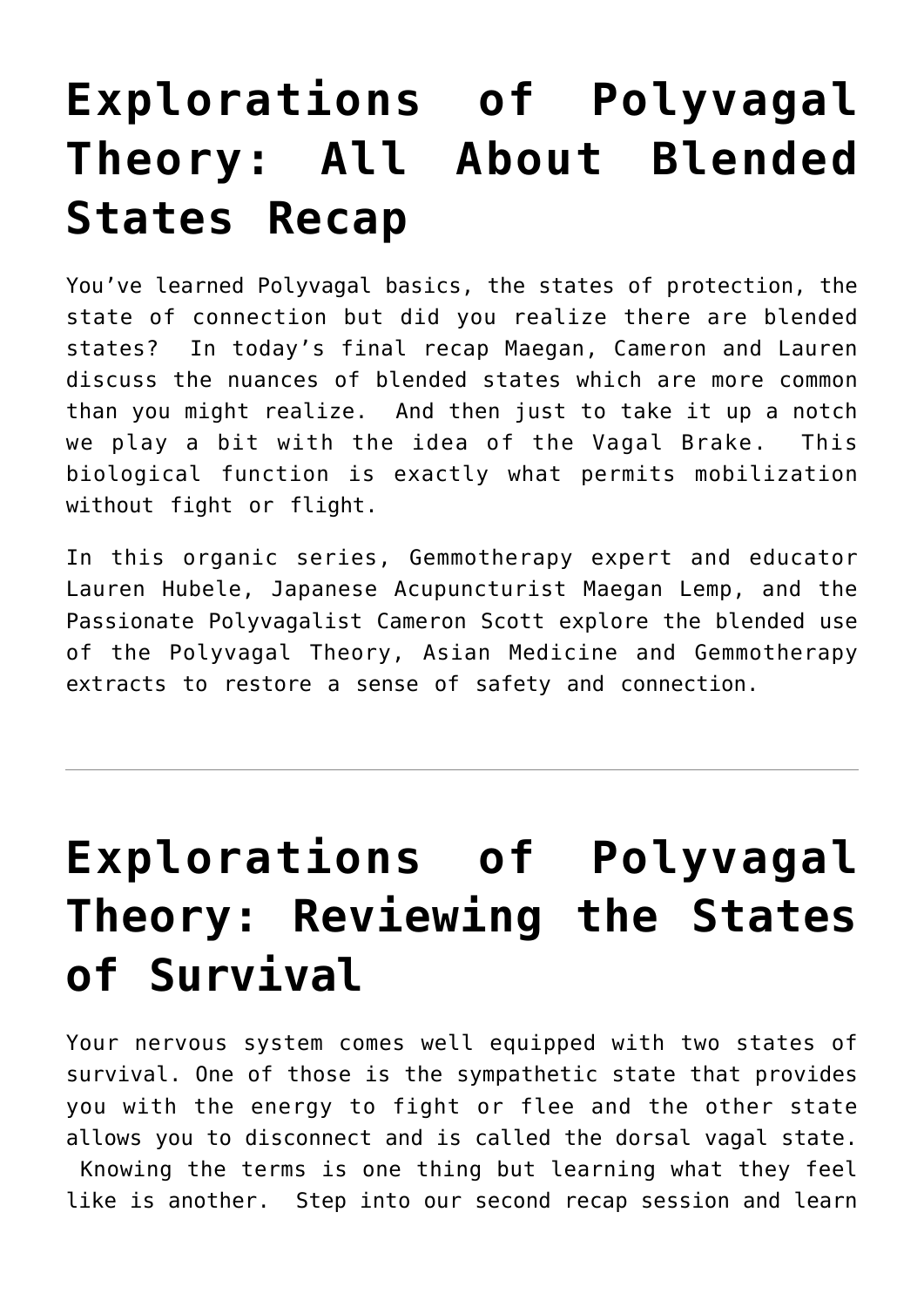# Explorations of Polyvagal Theory: All About Blended States Recap

You've learned Polyvagal basics, the states of protection, the state of connection but did you realize there are blended states? In today's final recap Maegan, Cameron and Lauren discuss the nuances of blended states which are more common than you might realize. And then just to take it up a notch we play a bit with the idea of the Vagal Brake. This biological function is exactly what permits mobilization without fight or flight.

In this organic series, Gemmotherapy expert and educator Lauren Hubele, Japanese Acupuncturist Maegan Lemp, and the Passionate Polyvagalist Cameron Scott explore the blended use of the Polyvagal Theory, Asian Medicine and Gemmotherapy extracts to restore a sense of safety and connection.

---

# Explorations of Polyvagal Theory: Reviewing the States of Survival

Your nervous system comes well equipped with two states of survival. One of those is the sympathetic state that provides you with the energy to fight or flee and the other state allows you to disconnect and is called the dorsal vagal state. Knowing the terms is one thing but learning what they feel like is another. Step into our second recap session and learn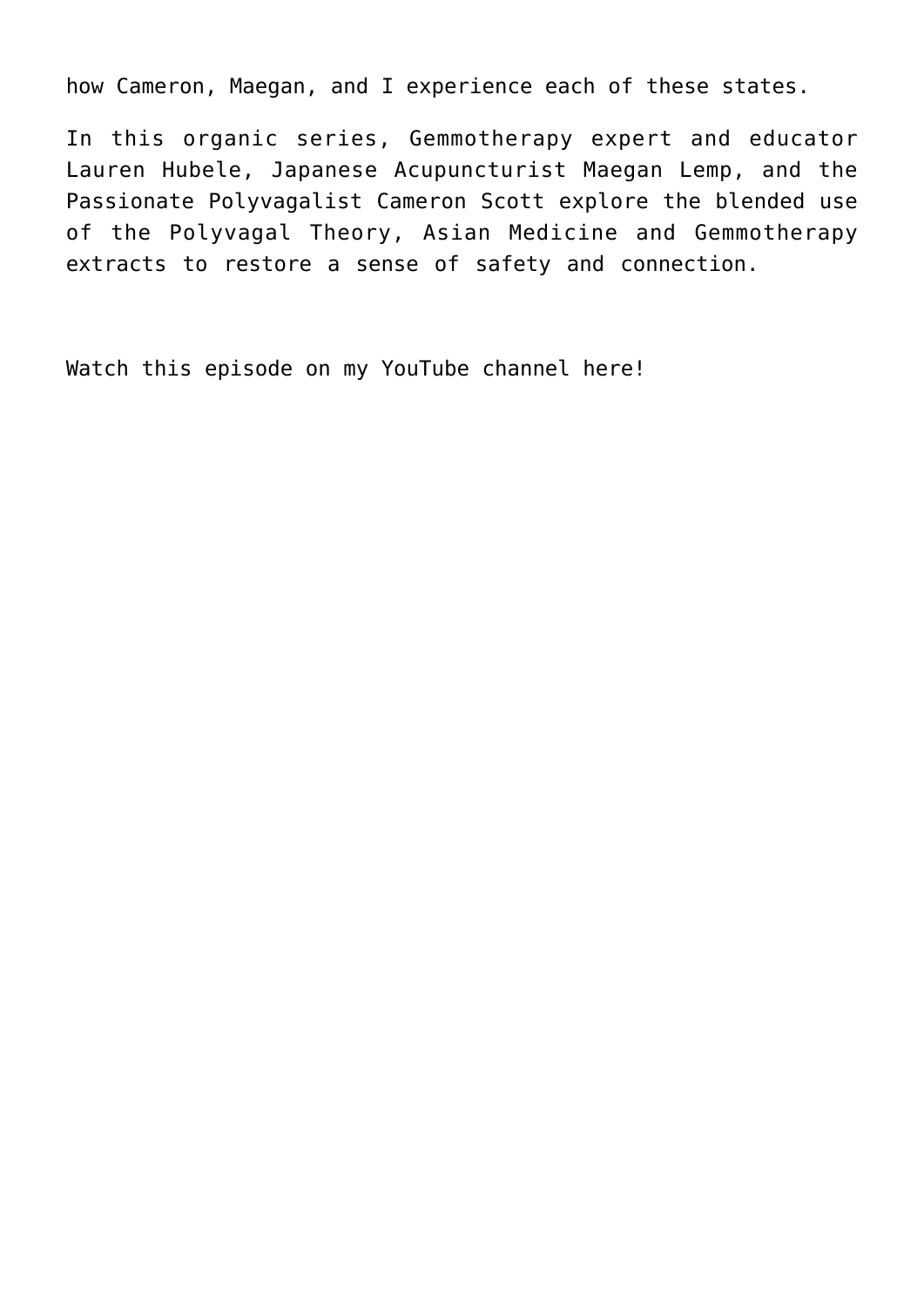how Cameron, Maegan, and I experience each of these states.

In this organic series, Gemmotherapy expert and educator Lauren Hubele, Japanese Acupuncturist Maegan Lemp, and the Passionate Polyvagalist Cameron Scott explore the blended use of the Polyvagal Theory, Asian Medicine and Gemmotherapy extracts to restore a sense of safety and connection.

Watch this episode on my YouTube channel here!